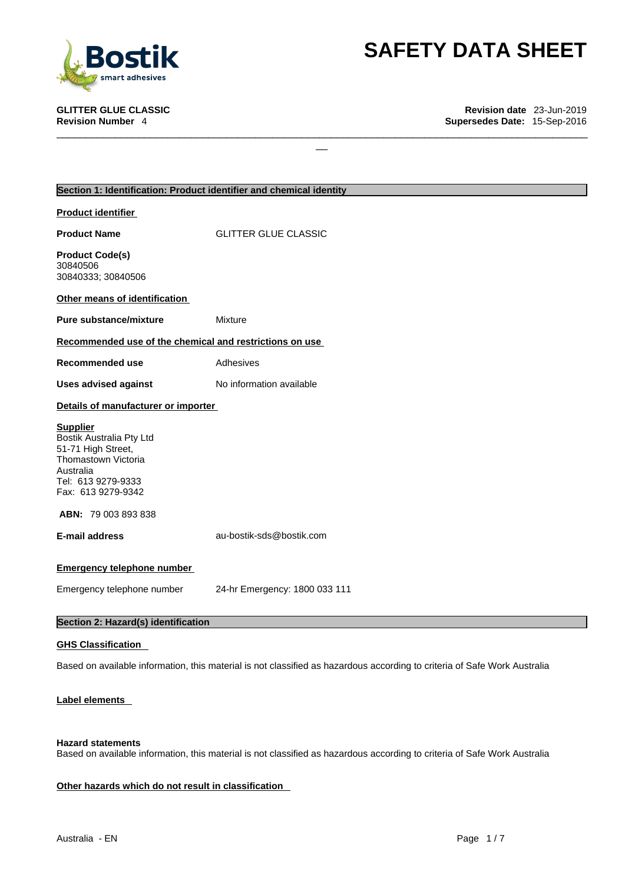# SAFETY DATA SHEET

**GLITTER GLUE CLASSIC**
**Revision Number** 4

**Revision date** 23-Jun-2019
**Supersedes Date:** 15-Sep-2016

## Section 1: Identification: Product identifier and chemical identity

**Product identifier**

**Product Name** GLITTER GLUE CLASSIC

**Product Code(s)**
30840506
30840333; 30840506

**Other means of identification**

**Pure substance/mixture** Mixture

**Recommended use of the chemical and restrictions on use**

**Recommended use** Adhesives

**Uses advised against** No information available

**Details of manufacturer or importer**

**Supplier**
Bostik Australia Pty Ltd
51-71 High Street,
Thomastown Victoria
Australia
Tel: 613 9279-9333
Fax: 613 9279-9342

**ABN:** 79 003 893 838

**E-mail address** au-bostik-sds@bostik.com

**Emergency telephone number**

Emergency telephone number 24-hr Emergency: 1800 033 111

## Section 2: Hazard(s) identification

**GHS Classification**

Based on available information, this material is not classified as hazardous according to criteria of Safe Work Australia

**Label elements**

**Hazard statements**
Based on available information, this material is not classified as hazardous according to criteria of Safe Work Australia

**Other hazards which do not result in classification**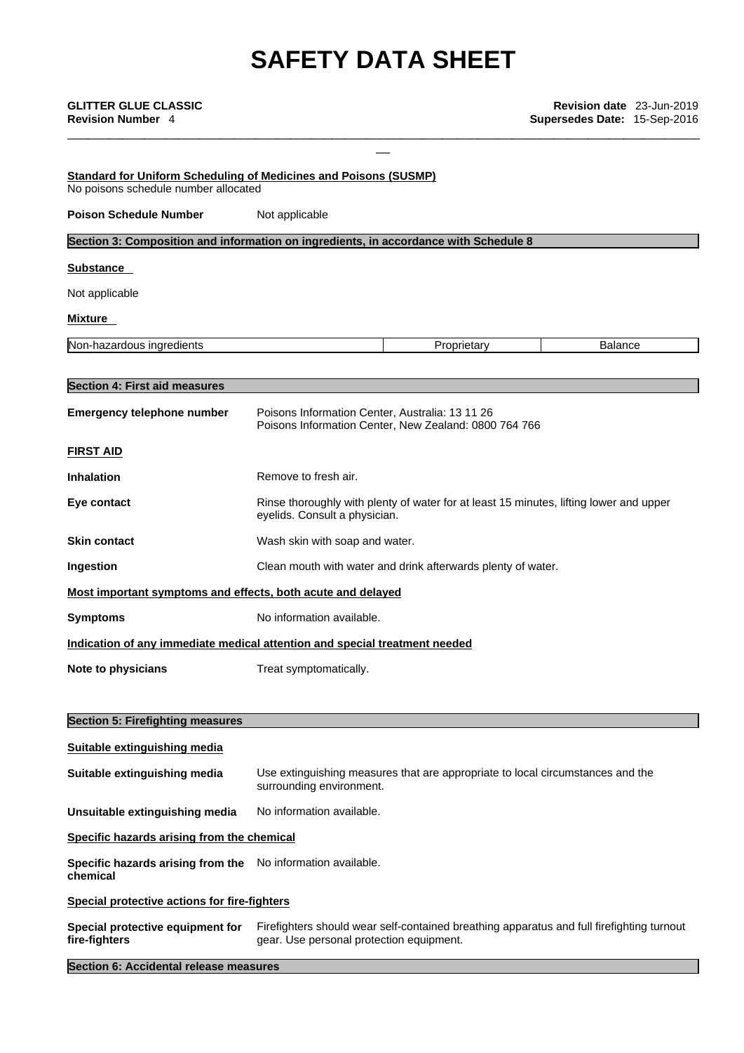**Standard for Uniform Scheduling of Medicines and Poisons (SUSMP)**
No poisons schedule number allocated

**Poison Schedule Number** Not applicable

## Section 3: Composition and information on ingredients, in accordance with Schedule 8

**Substance**

Not applicable

**Mixture**

| Non-hazardous ingredients | Proprietary | Balance |
|---|---|---|

## Section 4: First aid measures

**Emergency telephone number** Poisons Information Center, Australia: 13 11 26
Poisons Information Center, New Zealand: 0800 764 766

**FIRST AID**

**Inhalation** Remove to fresh air.

**Eye contact** Rinse thoroughly with plenty of water for at least 15 minutes, lifting lower and upper eyelids. Consult a physician.

**Skin contact** Wash skin with soap and water.

**Ingestion** Clean mouth with water and drink afterwards plenty of water.

**Most important symptoms and effects, both acute and delayed**

**Symptoms** No information available.

**Indication of any immediate medical attention and special treatment needed**

**Note to physicians** Treat symptomatically.

## Section 5: Firefighting measures

**Suitable extinguishing media**

**Suitable extinguishing media** Use extinguishing measures that are appropriate to local circumstances and the surrounding environment.

**Unsuitable extinguishing media** No information available.

**Specific hazards arising from the chemical**

**Specific hazards arising from the chemical** No information available.

**Special protective actions for fire-fighters**

**Special protective equipment for fire-fighters** Firefighters should wear self-contained breathing apparatus and full firefighting turnout gear. Use personal protection equipment.

## Section 6: Accidental release measures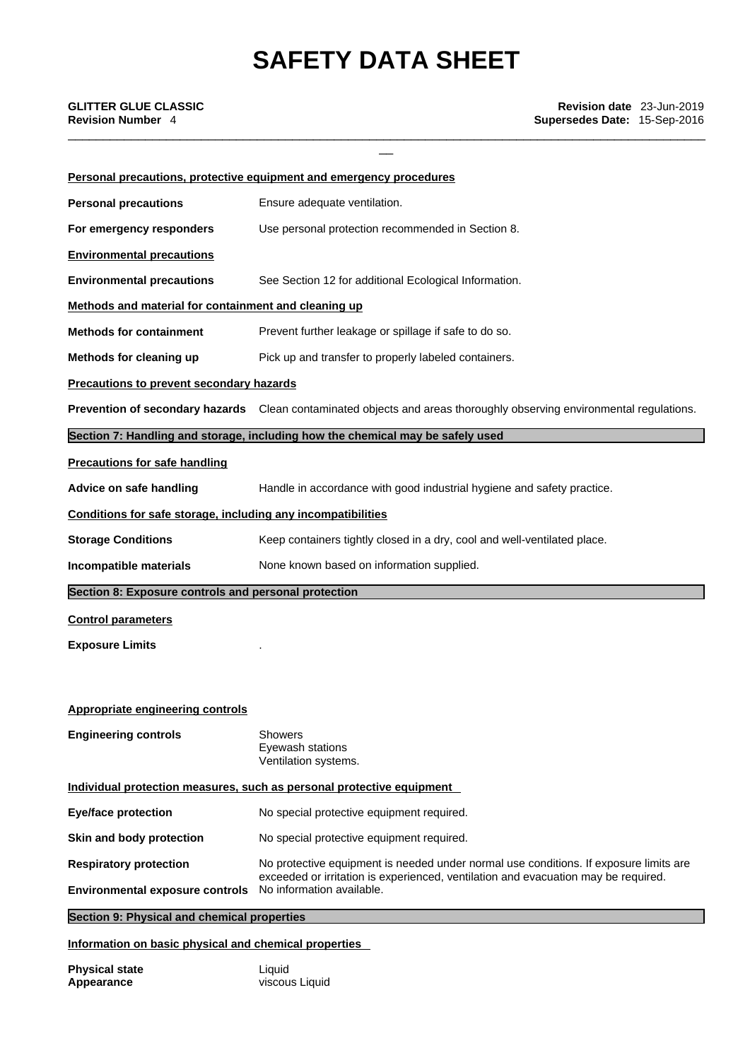**Personal precautions, protective equipment and emergency procedures**

| | |
|---|---|
| **Personal precautions** | Ensure adequate ventilation. |
| **For emergency responders** | Use personal protection recommended in Section 8. |

**Environmental precautions**

| | |
|---|---|
| **Environmental precautions** | See Section 12 for additional Ecological Information. |

**Methods and material for containment and cleaning up**

| | |
|---|---|
| **Methods for containment** | Prevent further leakage or spillage if safe to do so. |
| **Methods for cleaning up** | Pick up and transfer to properly labeled containers. |

**Precautions to prevent secondary hazards**

| | |
|---|---|
| **Prevention of secondary hazards** | Clean contaminated objects and areas thoroughly observing environmental regulations. |

## Section 7: Handling and storage, including how the chemical may be safely used

**Precautions for safe handling**

| | |
|---|---|
| **Advice on safe handling** | Handle in accordance with good industrial hygiene and safety practice. |

**Conditions for safe storage, including any incompatibilities**

| | |
|---|---|
| **Storage Conditions** | Keep containers tightly closed in a dry, cool and well-ventilated place. |
| **Incompatible materials** | None known based on information supplied. |

## Section 8: Exposure controls and personal protection

**Control parameters**

**Exposure Limits** .

**Appropriate engineering controls**

| | |
|---|---|
| **Engineering controls** | Showers<br>Eyewash stations<br>Ventilation systems. |

**Individual protection measures, such as personal protective equipment**

| | |
|---|---|
| **Eye/face protection** | No special protective equipment required. |
| **Skin and body protection** | No special protective equipment required. |
| **Respiratory protection** | No protective equipment is needed under normal use conditions. If exposure limits are exceeded or irritation is experienced, ventilation and evacuation may be required. |
| **Environmental exposure controls** | No information available. |

## Section 9: Physical and chemical properties

**Information on basic physical and chemical properties**

| | |
|---|---|
| **Physical state** | Liquid |
| **Appearance** | viscous Liquid |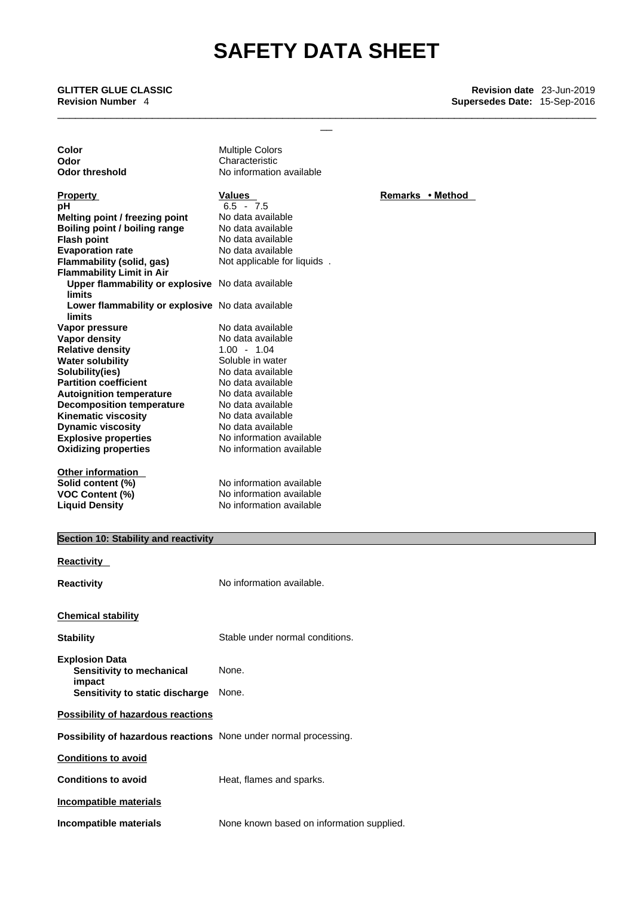| | |
|---|---|
| **Color** | Multiple Colors |
| **Odor** | Characteristic |
| **Odor threshold** | No information available |

| **Property** | **Values** | **Remarks • Method** |
|---|---|---|
| **pH** | 6.5 - 7.5 | |
| **Melting point / freezing point** | No data available | |
| **Boiling point / boiling range** | No data available | |
| **Flash point** | No data available | |
| **Evaporation rate** | No data available | |
| **Flammability (solid, gas)** | Not applicable for liquids . | |
| **Flammability Limit in Air** | | |
| **Upper flammability or explosive limits** | No data available | |
| **Lower flammability or explosive limits** | No data available | |
| **Vapor pressure** | No data available | |
| **Vapor density** | No data available | |
| **Relative density** | 1.00 - 1.04 | |
| **Water solubility** | Soluble in water | |
| **Solubility(ies)** | No data available | |
| **Partition coefficient** | No data available | |
| **Autoignition temperature** | No data available | |
| **Decomposition temperature** | No data available | |
| **Kinematic viscosity** | No data available | |
| **Dynamic viscosity** | No data available | |
| **Explosive properties** | No information available | |
| **Oxidizing properties** | No information available | |

**Other information**

| | |
|---|---|
| **Solid content (%)** | No information available |
| **VOC Content (%)** | No information available |
| **Liquid Density** | No information available |

## Section 10: Stability and reactivity

**Reactivity**

**Reactivity** No information available.

**Chemical stability**

**Stability** Stable under normal conditions.

**Explosion Data**

**Sensitivity to mechanical impact** None.

**Sensitivity to static discharge** None.

**Possibility of hazardous reactions**

**Possibility of hazardous reactions** None under normal processing.

**Conditions to avoid**

**Conditions to avoid** Heat, flames and sparks.

**Incompatible materials**

**Incompatible materials** None known based on information supplied.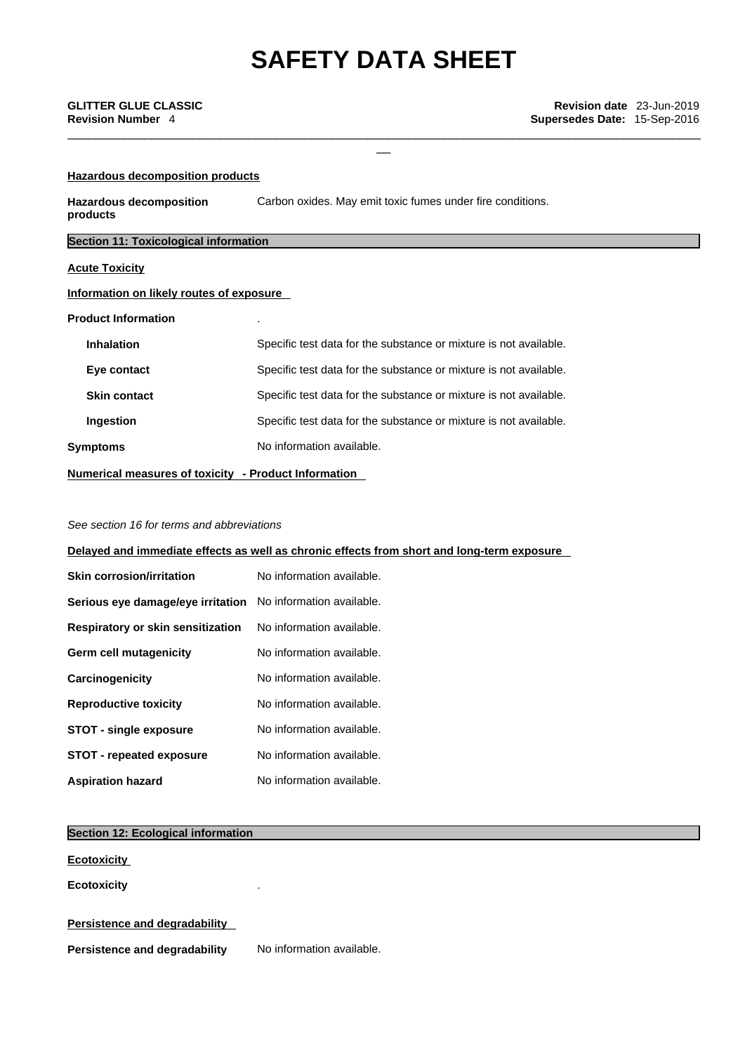**Hazardous decomposition products**

| | |
|---|---|
| **Hazardous decomposition products** | Carbon oxides. May emit toxic fumes under fire conditions. |

## Section 11: Toxicological information

**Acute Toxicity**

**Information on likely routes of exposure**

| | |
|---|---|
| **Product Information** | . |
| **Inhalation** | Specific test data for the substance or mixture is not available. |
| **Eye contact** | Specific test data for the substance or mixture is not available. |
| **Skin contact** | Specific test data for the substance or mixture is not available. |
| **Ingestion** | Specific test data for the substance or mixture is not available. |
| **Symptoms** | No information available. |

**Numerical measures of toxicity - Product Information**

*See section 16 for terms and abbreviations*

**Delayed and immediate effects as well as chronic effects from short and long-term exposure**

| | |
|---|---|
| **Skin corrosion/irritation** | No information available. |
| **Serious eye damage/eye irritation** | No information available. |
| **Respiratory or skin sensitization** | No information available. |
| **Germ cell mutagenicity** | No information available. |
| **Carcinogenicity** | No information available. |
| **Reproductive toxicity** | No information available. |
| **STOT - single exposure** | No information available. |
| **STOT - repeated exposure** | No information available. |
| **Aspiration hazard** | No information available. |

## Section 12: Ecological information

**Ecotoxicity**

**Ecotoxicity** .

**Persistence and degradability**

**Persistence and degradability** No information available.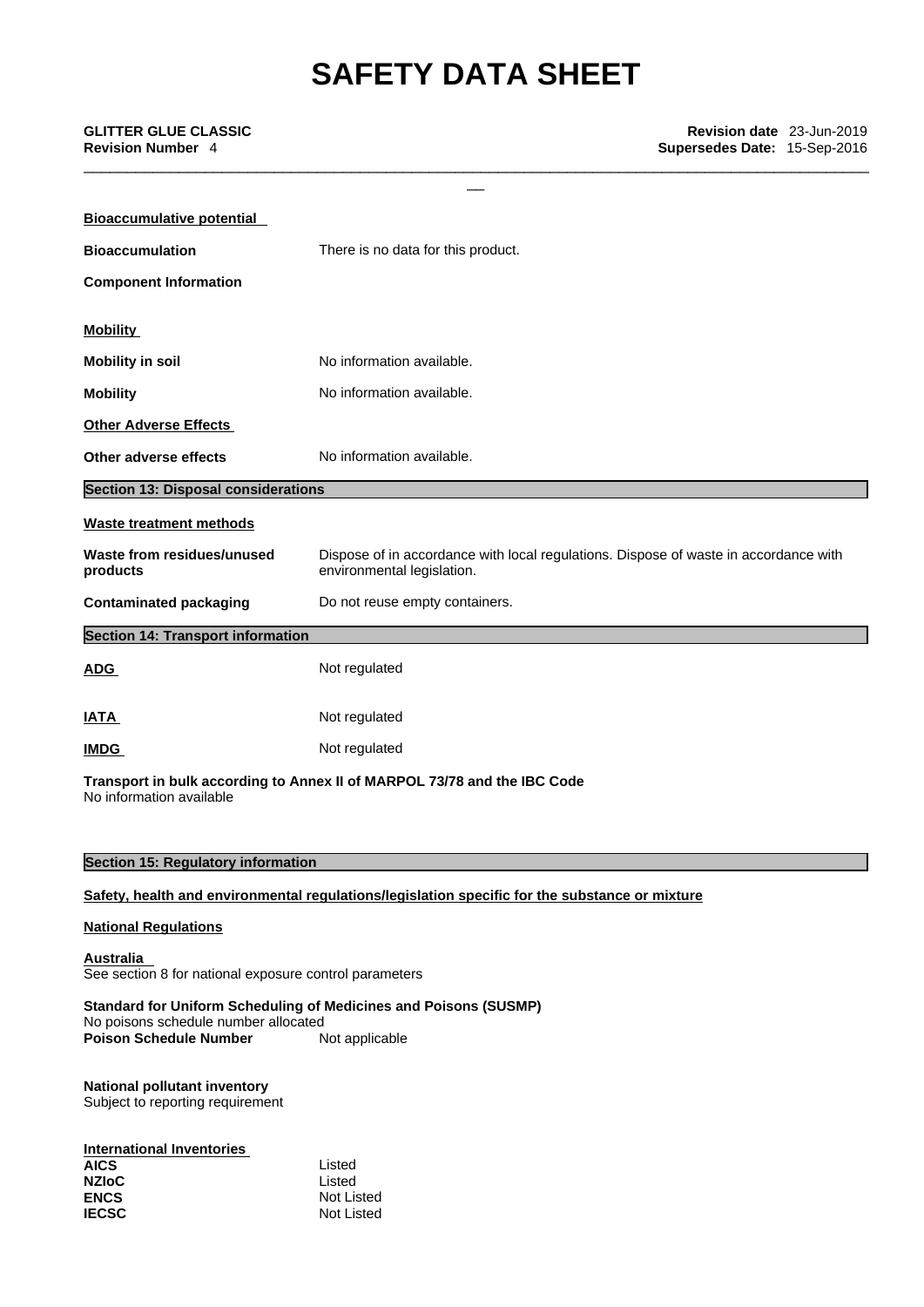**Bioaccumulative potential**

**Bioaccumulation** There is no data for this product.

**Component Information**

**Mobility**

**Mobility in soil** No information available.

**Mobility** No information available.

**Other Adverse Effects**

**Other adverse effects** No information available.

## Section 13: Disposal considerations

**Waste treatment methods**

**Waste from residues/unused products** Dispose of in accordance with local regulations. Dispose of waste in accordance with environmental legislation.

**Contaminated packaging** Do not reuse empty containers.

## Section 14: Transport information

**ADG** Not regulated

**IATA** Not regulated

**IMDG** Not regulated

**Transport in bulk according to Annex II of MARPOL 73/78 and the IBC Code**
No information available

## Section 15: Regulatory information

**Safety, health and environmental regulations/legislation specific for the substance or mixture**

**National Regulations**

**Australia**
See section 8 for national exposure control parameters

**Standard for Uniform Scheduling of Medicines and Poisons (SUSMP)**
No poisons schedule number allocated
**Poison Schedule Number** Not applicable

**National pollutant inventory**
Subject to reporting requirement

**International Inventories**

| | |
|---|---|
| **AICS** | Listed |
| **NZIoC** | Listed |
| **ENCS** | Not Listed |
| **IECSC** | Not Listed |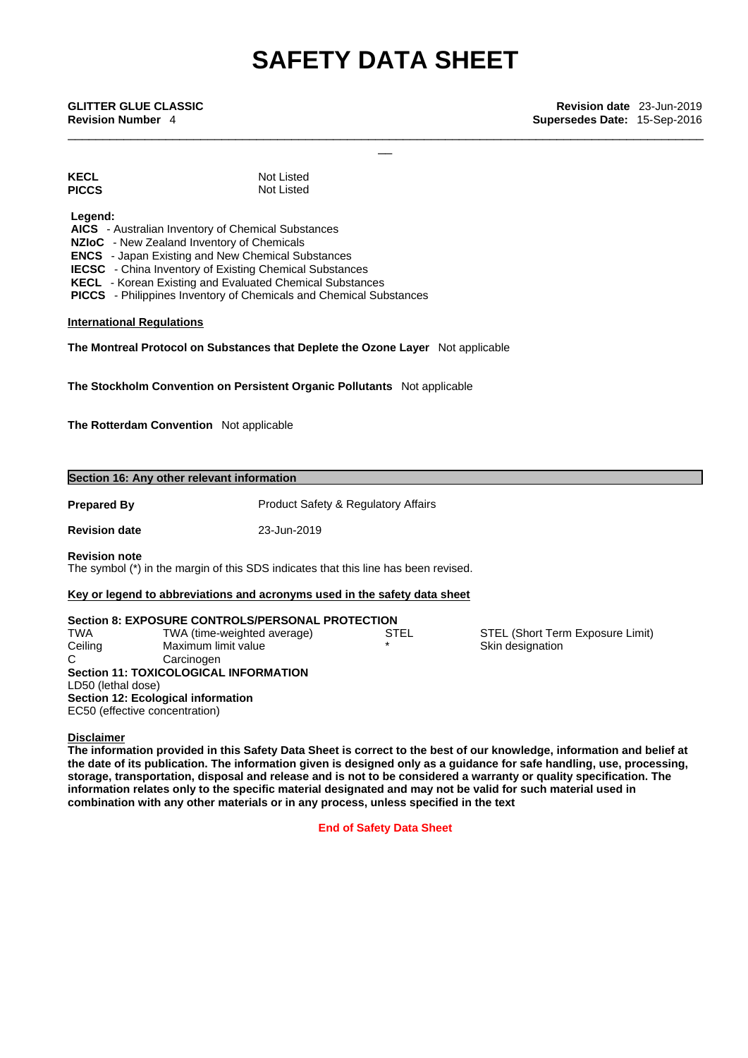| | |
|---|---|
| **KECL** | Not Listed |
| **PICCS** | Not Listed |

**Legend:**
**AICS** - Australian Inventory of Chemical Substances
**NZIoC** - New Zealand Inventory of Chemicals
**ENCS** - Japan Existing and New Chemical Substances
**IECSC** - China Inventory of Existing Chemical Substances
**KECL** - Korean Existing and Evaluated Chemical Substances
**PICCS** - Philippines Inventory of Chemicals and Chemical Substances

**International Regulations**

**The Montreal Protocol on Substances that Deplete the Ozone Layer** Not applicable

**The Stockholm Convention on Persistent Organic Pollutants** Not applicable

**The Rotterdam Convention** Not applicable

## Section 16: Any other relevant information

**Prepared By** Product Safety & Regulatory Affairs

**Revision date** 23-Jun-2019

**Revision note**
The symbol (*) in the margin of this SDS indicates that this line has been revised.

**Key or legend to abbreviations and acronyms used in the safety data sheet**

**Section 8: EXPOSURE CONTROLS/PERSONAL PROTECTION**

| | | | |
|---|---|---|---|
| TWA | TWA (time-weighted average) | STEL | STEL (Short Term Exposure Limit) |
| Ceiling | Maximum limit value | * | Skin designation |
| C | Carcinogen | | |

**Section 11: TOXICOLOGICAL INFORMATION**
LD50 (lethal dose)
**Section 12: Ecological information**
EC50 (effective concentration)

**Disclaimer**
**The information provided in this Safety Data Sheet is correct to the best of our knowledge, information and belief at the date of its publication. The information given is designed only as a guidance for safe handling, use, processing, storage, transportation, disposal and release and is not to be considered a warranty or quality specification. The information relates only to the specific material designated and may not be valid for such material used in combination with any other materials or in any process, unless specified in the text**

**End of Safety Data Sheet**